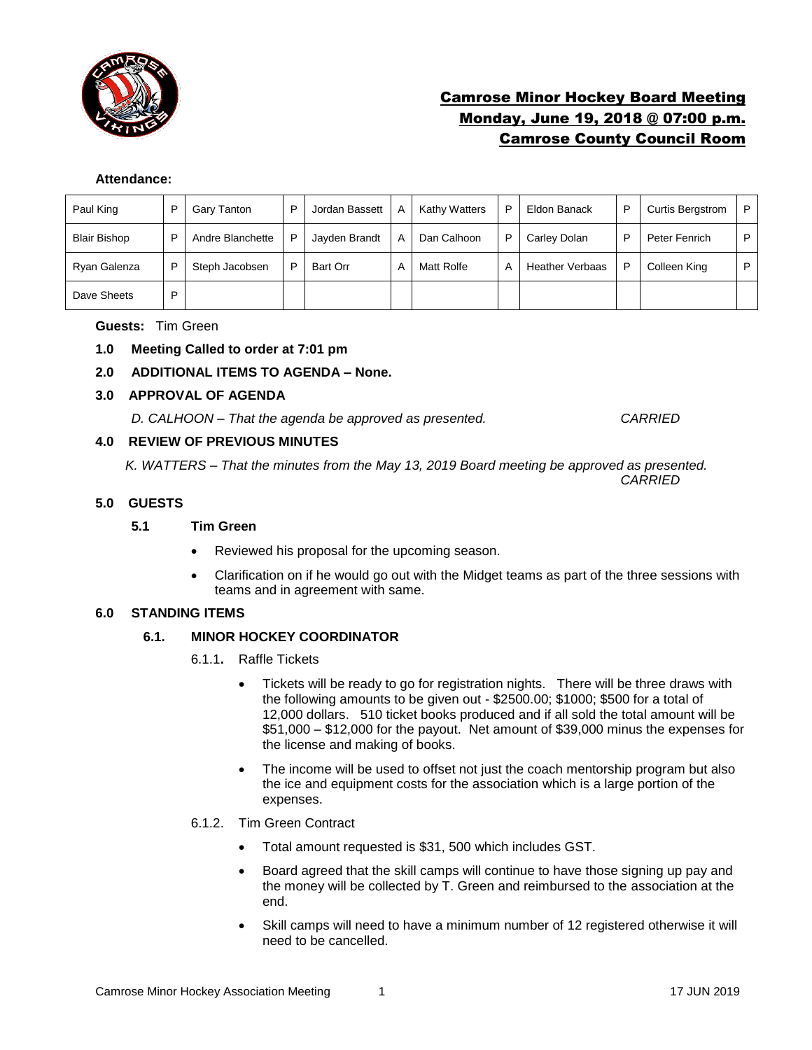# Camrose Minor Hockey Board Meeting
## Monday, June 19, 2018 @ 07:00 p.m.
## Camrose County Council Room

**Attendance:**

| | | | | | | | | | | | |
|---|---|---|---|---|---|---|---|---|---|---|---|
| Paul King | P | Gary Tanton | P | Jordan Bassett | A | Kathy Watters | P | Eldon Banack | P | Curtis Bergstrom | P |
| Blair Bishop | P | Andre Blanchette | P | Jayden Brandt | A | Dan Calhoon | P | Carley Dolan | P | Peter Fenrich | P |
| Ryan Galenza | P | Steph Jacobsen | P | Bart Orr | A | Matt Rolfe | A | Heather Verbaas | P | Colleen King | P |
| Dave Sheets | P | | | | | | | | | | |

**Guests:** Tim Green

**1.0 Meeting Called to order at 7:01 pm**

**2.0 ADDITIONAL ITEMS TO AGENDA – None.**

**3.0 APPROVAL OF AGENDA**

*D. CALHOON – That the agenda be approved as presented.* *CARRIED*

**4.0 REVIEW OF PREVIOUS MINUTES**

*K. WATTERS – That the minutes from the May 13, 2019 Board meeting be approved as presented.* *CARRIED*

**5.0 GUESTS**

**5.1 Tim Green**

- Reviewed his proposal for the upcoming season.
- Clarification on if he would go out with the Midget teams as part of the three sessions with teams and in agreement with same.

**6.0 STANDING ITEMS**

**6.1. MINOR HOCKEY COORDINATOR**

6.1.1. Raffle Tickets

- Tickets will be ready to go for registration nights. There will be three draws with the following amounts to be given out - $2500.00; $1000; $500 for a total of 12,000 dollars. 510 ticket books produced and if all sold the total amount will be $51,000 – $12,000 for the payout. Net amount of $39,000 minus the expenses for the license and making of books.
- The income will be used to offset not just the coach mentorship program but also the ice and equipment costs for the association which is a large portion of the expenses.

6.1.2. Tim Green Contract

- Total amount requested is $31, 500 which includes GST.
- Board agreed that the skill camps will continue to have those signing up pay and the money will be collected by T. Green and reimbursed to the association at the end.
- Skill camps will need to have a minimum number of 12 registered otherwise it will need to be cancelled.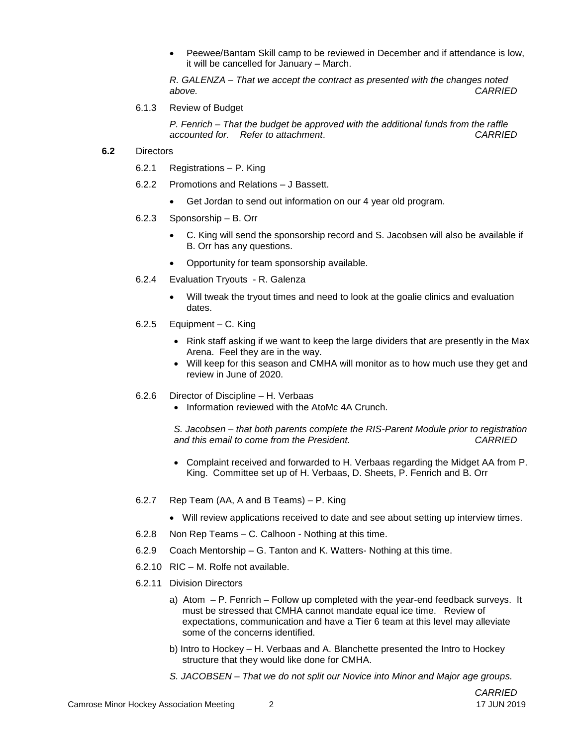- Peewee/Bantam Skill camp to be reviewed in December and if attendance is low, it will be cancelled for January – March.

*R. GALENZA – That we accept the contract as presented with the changes noted above.* *CARRIED*

6.1.3 Review of Budget

*P. Fenrich – That the budget be approved with the additional funds from the raffle accounted for. Refer to attachment.* *CARRIED*

**6.2** Directors

6.2.1 Registrations – P. King

6.2.2 Promotions and Relations – J Bassett.

- Get Jordan to send out information on our 4 year old program.

6.2.3 Sponsorship – B. Orr

- C. King will send the sponsorship record and S. Jacobsen will also be available if B. Orr has any questions.
- Opportunity for team sponsorship available.

6.2.4 Evaluation Tryouts - R. Galenza

- Will tweak the tryout times and need to look at the goalie clinics and evaluation dates.

6.2.5 Equipment – C. King

- Rink staff asking if we want to keep the large dividers that are presently in the Max Arena. Feel they are in the way.
- Will keep for this season and CMHA will monitor as to how much use they get and review in June of 2020.

6.2.6 Director of Discipline – H. Verbaas

- Information reviewed with the AtoMc 4A Crunch.

*S. Jacobsen – that both parents complete the RIS-Parent Module prior to registration and this email to come from the President.* *CARRIED*

- Complaint received and forwarded to H. Verbaas regarding the Midget AA from P. King. Committee set up of H. Verbaas, D. Sheets, P. Fenrich and B. Orr

6.2.7 Rep Team (AA, A and B Teams) – P. King

- Will review applications received to date and see about setting up interview times.

6.2.8 Non Rep Teams – C. Calhoon - Nothing at this time.

6.2.9 Coach Mentorship – G. Tanton and K. Watters- Nothing at this time.

6.2.10 RIC – M. Rolfe not available.

6.2.11 Division Directors

a) Atom – P. Fenrich – Follow up completed with the year-end feedback surveys. It must be stressed that CMHA cannot mandate equal ice time. Review of expectations, communication and have a Tier 6 team at this level may alleviate some of the concerns identified.

b) Intro to Hockey – H. Verbaas and A. Blanchette presented the Intro to Hockey structure that they would like done for CMHA.

*S. JACOBSEN – That we do not split our Novice into Minor and Major age groups.* *CARRIED*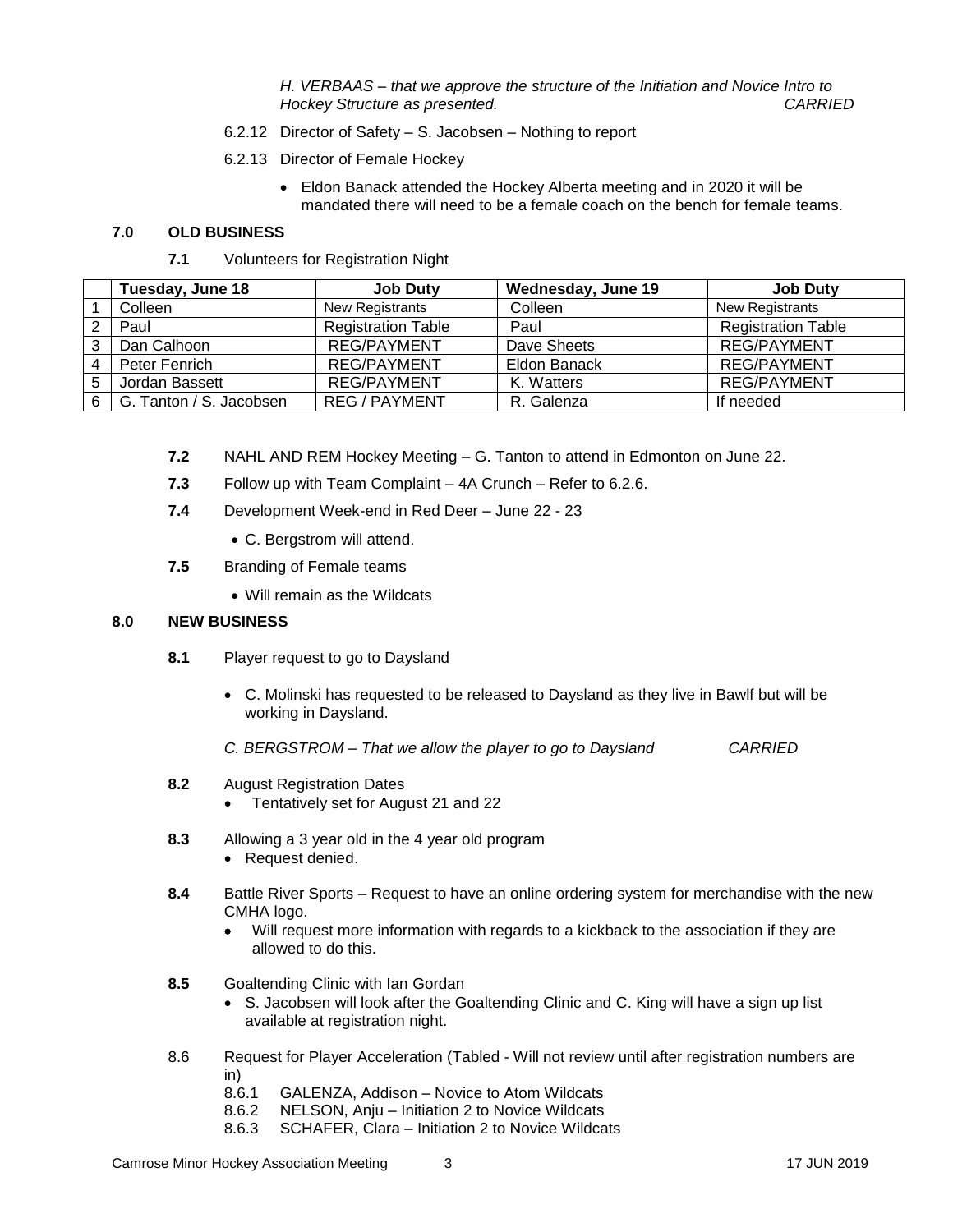*H. VERBAAS – that we approve the structure of the Initiation and Novice Intro to Hockey Structure as presented.* *CARRIED*

6.2.12 Director of Safety – S. Jacobsen – Nothing to report

6.2.13 Director of Female Hockey

- Eldon Banack attended the Hockey Alberta meeting and in 2020 it will be mandated there will need to be a female coach on the bench for female teams.

## 7.0 OLD BUSINESS

**7.1** Volunteers for Registration Night

| | Tuesday, June 18 | Job Duty | Wednesday, June 19 | Job Duty |
|---|---|---|---|---|
| 1 | Colleen | New Registrants | Colleen | New Registrants |
| 2 | Paul | Registration Table | Paul | Registration Table |
| 3 | Dan Calhoon | REG/PAYMENT | Dave Sheets | REG/PAYMENT |
| 4 | Peter Fenrich | REG/PAYMENT | Eldon Banack | REG/PAYMENT |
| 5 | Jordan Bassett | REG/PAYMENT | K. Watters | REG/PAYMENT |
| 6 | G. Tanton / S. Jacobsen | REG / PAYMENT | R. Galenza | If needed |

**7.2** NAHL AND REM Hockey Meeting – G. Tanton to attend in Edmonton on June 22.

**7.3** Follow up with Team Complaint – 4A Crunch – Refer to 6.2.6.

**7.4** Development Week-end in Red Deer – June 22 - 23

- C. Bergstrom will attend.

**7.5** Branding of Female teams

- Will remain as the Wildcats

## 8.0 NEW BUSINESS

**8.1** Player request to go to Daysland

- C. Molinski has requested to be released to Daysland as they live in Bawlf but will be working in Daysland.

*C. BERGSTROM – That we allow the player to go to Daysland* *CARRIED*

**8.2** August Registration Dates

- Tentatively set for August 21 and 22

**8.3** Allowing a 3 year old in the 4 year old program

- Request denied.

**8.4** Battle River Sports – Request to have an online ordering system for merchandise with the new CMHA logo.

- Will request more information with regards to a kickback to the association if they are allowed to do this.

**8.5** Goaltending Clinic with Ian Gordan

- S. Jacobsen will look after the Goaltending Clinic and C. King will have a sign up list available at registration night.

8.6 Request for Player Acceleration (Tabled - Will not review until after registration numbers are in)

8.6.1 GALENZA, Addison – Novice to Atom Wildcats
8.6.2 NELSON, Anju – Initiation 2 to Novice Wildcats
8.6.3 SCHAFER, Clara – Initiation 2 to Novice Wildcats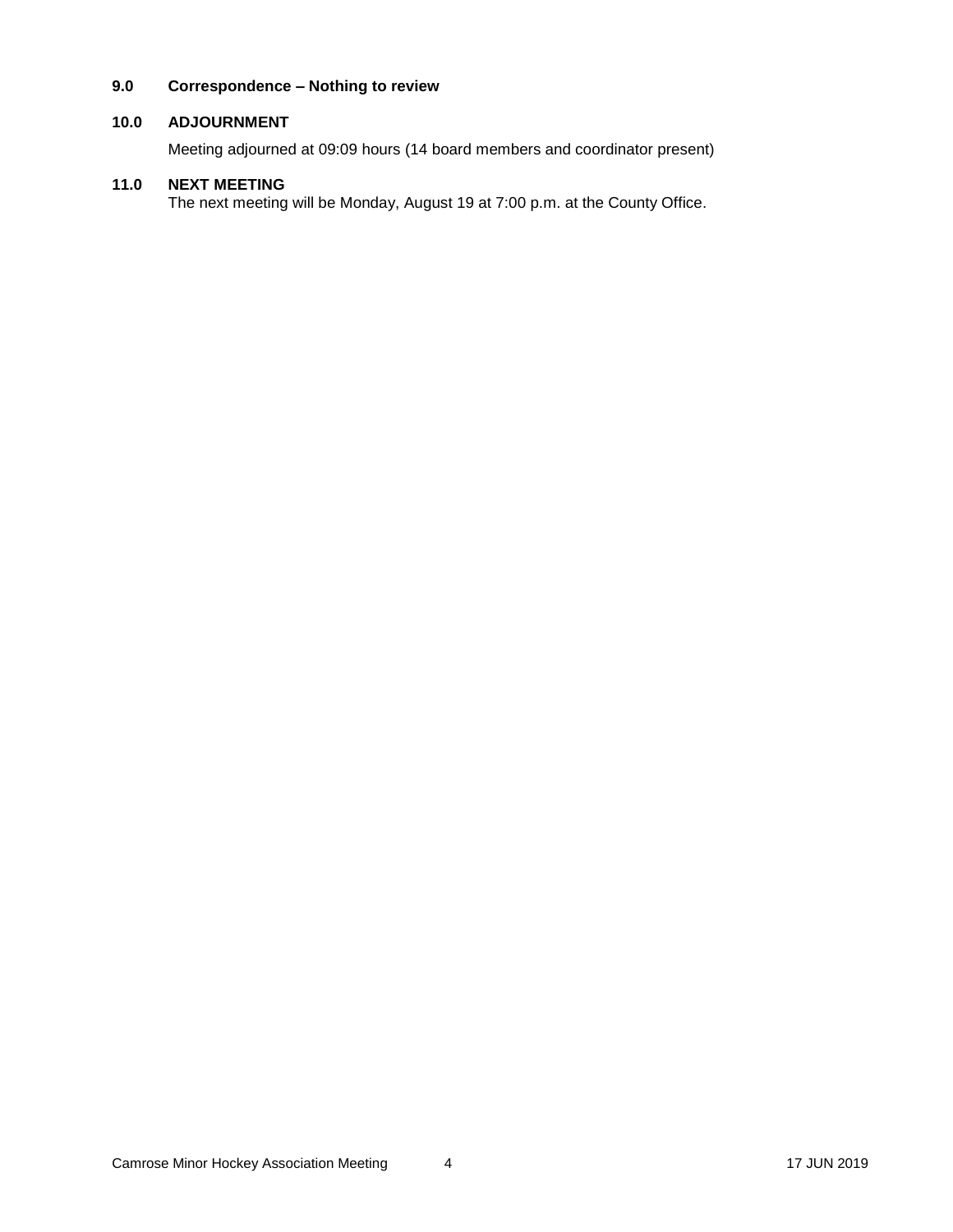**9.0 Correspondence – Nothing to review**

**10.0 ADJOURNMENT**

Meeting adjourned at 09:09 hours (14 board members and coordinator present)

**11.0 NEXT MEETING**

The next meeting will be Monday, August 19 at 7:00 p.m. at the County Office.